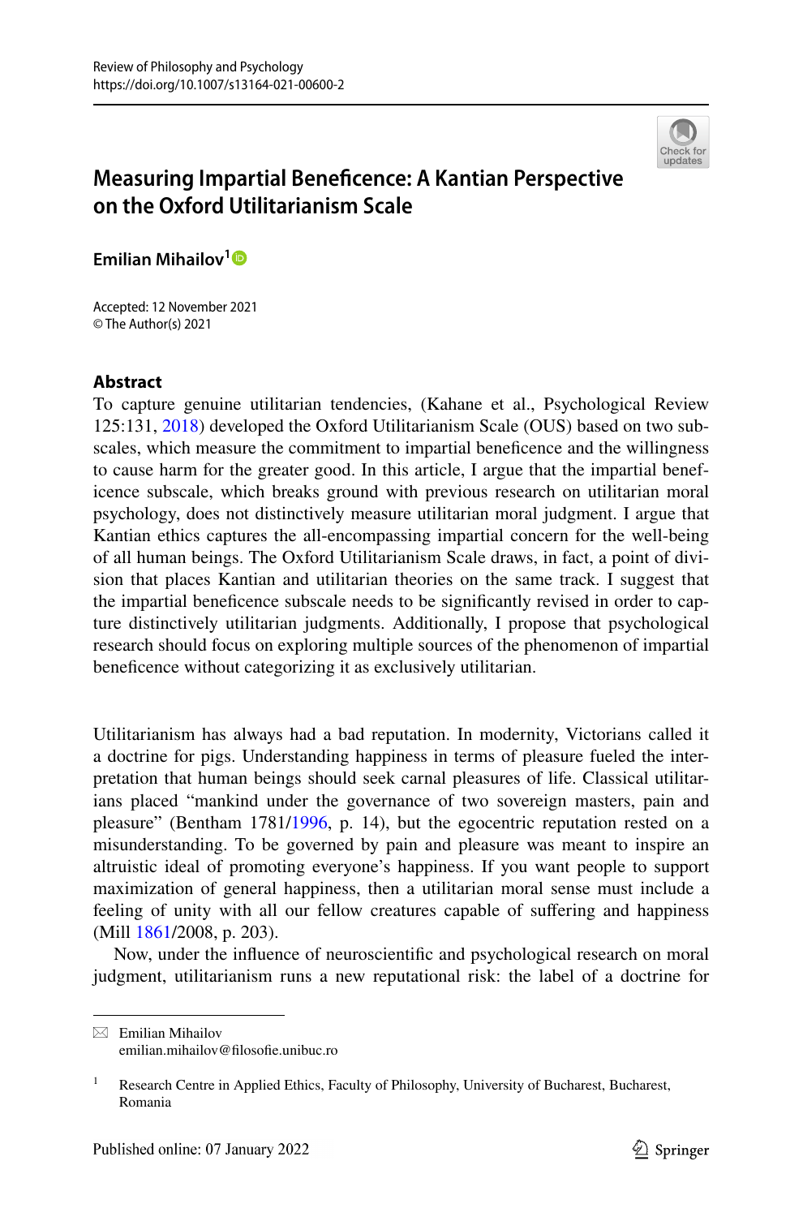# Measuring Impartial Beneficence: A Kantian Perspective on the Oxford Utilitarianism Scale

**Emilian Mihailov**[1]

Accepted: 12 November 2021
© The Author(s) 2021

## Abstract

To capture genuine utilitarian tendencies, (Kahane et al., Psychological Review 125:131, 2018) developed the Oxford Utilitarianism Scale (OUS) based on two subscales, which measure the commitment to impartial beneficence and the willingness to cause harm for the greater good. In this article, I argue that the impartial beneficence subscale, which breaks ground with previous research on utilitarian moral psychology, does not distinctively measure utilitarian moral judgment. I argue that Kantian ethics captures the all-encompassing impartial concern for the well-being of all human beings. The Oxford Utilitarianism Scale draws, in fact, a point of division that places Kantian and utilitarian theories on the same track. I suggest that the impartial beneficence subscale needs to be significantly revised in order to capture distinctively utilitarian judgments. Additionally, I propose that psychological research should focus on exploring multiple sources of the phenomenon of impartial beneficence without categorizing it as exclusively utilitarian.

Utilitarianism has always had a bad reputation. In modernity, Victorians called it a doctrine for pigs. Understanding happiness in terms of pleasure fueled the interpretation that human beings should seek carnal pleasures of life. Classical utilitarians placed "mankind under the governance of two sovereign masters, pain and pleasure" (Bentham 1781/1996, p. 14), but the egocentric reputation rested on a misunderstanding. To be governed by pain and pleasure was meant to inspire an altruistic ideal of promoting everyone's happiness. If you want people to support maximization of general happiness, then a utilitarian moral sense must include a feeling of unity with all our fellow creatures capable of suffering and happiness (Mill 1861/2008, p. 203).

Now, under the influence of neuroscientific and psychological research on moral judgment, utilitarianism runs a new reputational risk: the label of a doctrine for

---

✉ Emilian Mihailov
emilian.mihailov@filosofie.unibuc.ro

[1] Research Centre in Applied Ethics, Faculty of Philosophy, University of Bucharest, Bucharest, Romania

Published online: 07 January 2022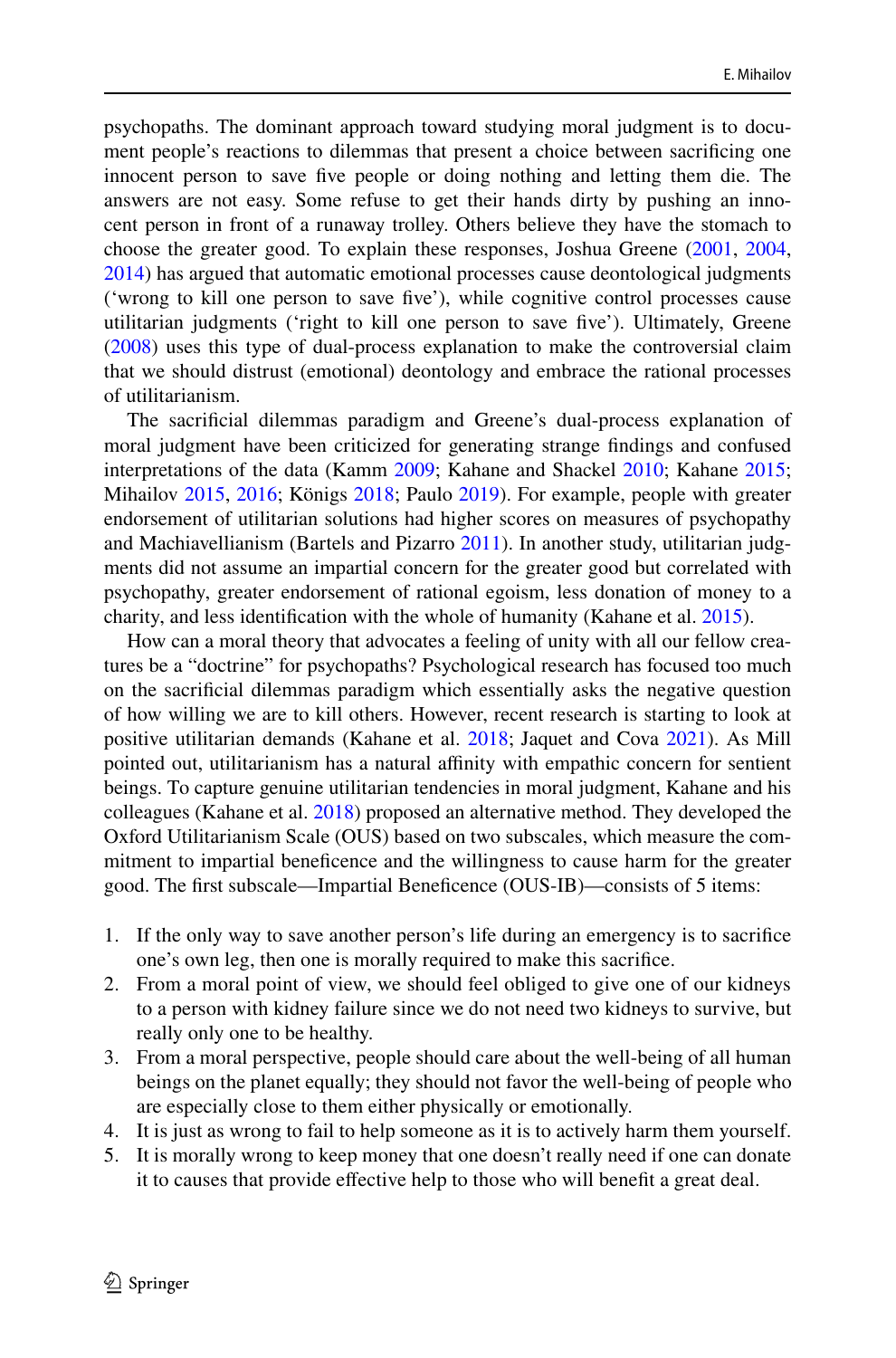psychopaths. The dominant approach toward studying moral judgment is to document people's reactions to dilemmas that present a choice between sacrificing one innocent person to save five people or doing nothing and letting them die. The answers are not easy. Some refuse to get their hands dirty by pushing an innocent person in front of a runaway trolley. Others believe they have the stomach to choose the greater good. To explain these responses, Joshua Greene (2001, 2004, 2014) has argued that automatic emotional processes cause deontological judgments ('wrong to kill one person to save five'), while cognitive control processes cause utilitarian judgments ('right to kill one person to save five'). Ultimately, Greene (2008) uses this type of dual-process explanation to make the controversial claim that we should distrust (emotional) deontology and embrace the rational processes of utilitarianism.

The sacrificial dilemmas paradigm and Greene's dual-process explanation of moral judgment have been criticized for generating strange findings and confused interpretations of the data (Kamm 2009; Kahane and Shackel 2010; Kahane 2015; Mihailov 2015, 2016; Königs 2018; Paulo 2019). For example, people with greater endorsement of utilitarian solutions had higher scores on measures of psychopathy and Machiavellianism (Bartels and Pizarro 2011). In another study, utilitarian judgments did not assume an impartial concern for the greater good but correlated with psychopathy, greater endorsement of rational egoism, less donation of money to a charity, and less identification with the whole of humanity (Kahane et al. 2015).

How can a moral theory that advocates a feeling of unity with all our fellow creatures be a "doctrine" for psychopaths? Psychological research has focused too much on the sacrificial dilemmas paradigm which essentially asks the negative question of how willing we are to kill others. However, recent research is starting to look at positive utilitarian demands (Kahane et al. 2018; Jaquet and Cova 2021). As Mill pointed out, utilitarianism has a natural affinity with empathic concern for sentient beings. To capture genuine utilitarian tendencies in moral judgment, Kahane and his colleagues (Kahane et al. 2018) proposed an alternative method. They developed the Oxford Utilitarianism Scale (OUS) based on two subscales, which measure the commitment to impartial beneficence and the willingness to cause harm for the greater good. The first subscale—Impartial Beneficence (OUS-IB)—consists of 5 items:

1. If the only way to save another person's life during an emergency is to sacrifice one's own leg, then one is morally required to make this sacrifice.
2. From a moral point of view, we should feel obliged to give one of our kidneys to a person with kidney failure since we do not need two kidneys to survive, but really only one to be healthy.
3. From a moral perspective, people should care about the well-being of all human beings on the planet equally; they should not favor the well-being of people who are especially close to them either physically or emotionally.
4. It is just as wrong to fail to help someone as it is to actively harm them yourself.
5. It is morally wrong to keep money that one doesn't really need if one can donate it to causes that provide effective help to those who will benefit a great deal.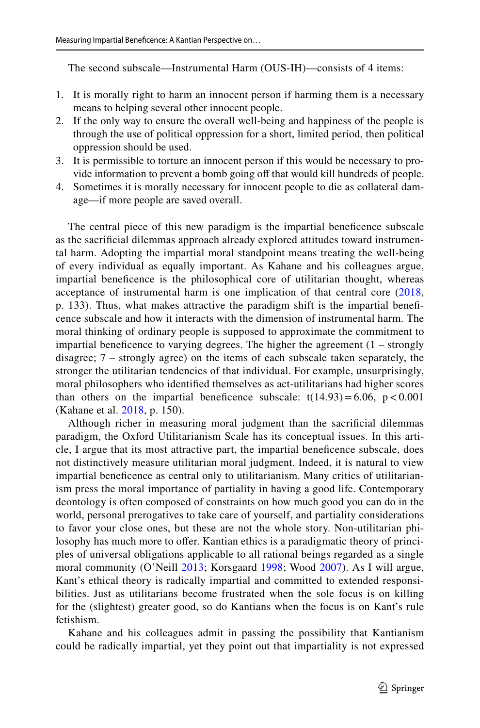The second subscale—Instrumental Harm (OUS-IH)—consists of 4 items:

1. It is morally right to harm an innocent person if harming them is a necessary means to helping several other innocent people.
2. If the only way to ensure the overall well-being and happiness of the people is through the use of political oppression for a short, limited period, then political oppression should be used.
3. It is permissible to torture an innocent person if this would be necessary to provide information to prevent a bomb going off that would kill hundreds of people.
4. Sometimes it is morally necessary for innocent people to die as collateral damage—if more people are saved overall.

The central piece of this new paradigm is the impartial beneficence subscale as the sacrificial dilemmas approach already explored attitudes toward instrumental harm. Adopting the impartial moral standpoint means treating the well-being of every individual as equally important. As Kahane and his colleagues argue, impartial beneficence is the philosophical core of utilitarian thought, whereas acceptance of instrumental harm is one implication of that central core (2018, p. 133). Thus, what makes attractive the paradigm shift is the impartial beneficence subscale and how it interacts with the dimension of instrumental harm. The moral thinking of ordinary people is supposed to approximate the commitment to impartial beneficence to varying degrees. The higher the agreement (1 – strongly disagree; 7 – strongly agree) on the items of each subscale taken separately, the stronger the utilitarian tendencies of that individual. For example, unsurprisingly, moral philosophers who identified themselves as act-utilitarians had higher scores than others on the impartial beneficence subscale: $t(14.93) = 6.06$, $p < 0.001$ (Kahane et al. 2018, p. 150).

Although richer in measuring moral judgment than the sacrificial dilemmas paradigm, the Oxford Utilitarianism Scale has its conceptual issues. In this article, I argue that its most attractive part, the impartial beneficence subscale, does not distinctively measure utilitarian moral judgment. Indeed, it is natural to view impartial beneficence as central only to utilitarianism. Many critics of utilitarianism press the moral importance of partiality in having a good life. Contemporary deontology is often composed of constraints on how much good you can do in the world, personal prerogatives to take care of yourself, and partiality considerations to favor your close ones, but these are not the whole story. Non-utilitarian philosophy has much more to offer. Kantian ethics is a paradigmatic theory of principles of universal obligations applicable to all rational beings regarded as a single moral community (O'Neill 2013; Korsgaard 1998; Wood 2007). As I will argue, Kant's ethical theory is radically impartial and committed to extended responsibilities. Just as utilitarians become frustrated when the sole focus is on killing for the (slightest) greater good, so do Kantians when the focus is on Kant's rule fetishism.

Kahane and his colleagues admit in passing the possibility that Kantianism could be radically impartial, yet they point out that impartiality is not expressed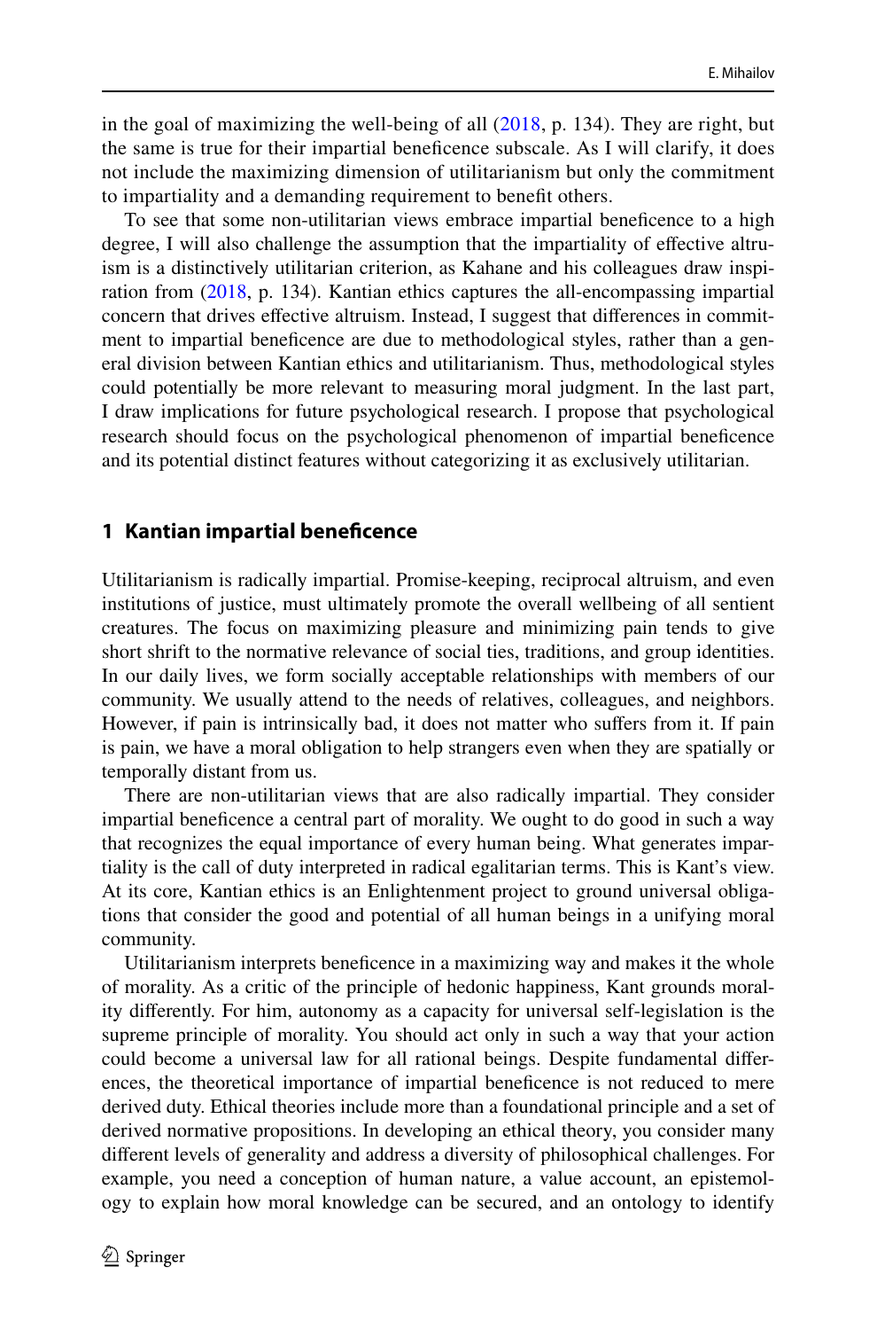in the goal of maximizing the well-being of all (2018, p. 134). They are right, but the same is true for their impartial beneficence subscale. As I will clarify, it does not include the maximizing dimension of utilitarianism but only the commitment to impartiality and a demanding requirement to benefit others.

To see that some non-utilitarian views embrace impartial beneficence to a high degree, I will also challenge the assumption that the impartiality of effective altruism is a distinctively utilitarian criterion, as Kahane and his colleagues draw inspiration from (2018, p. 134). Kantian ethics captures the all-encompassing impartial concern that drives effective altruism. Instead, I suggest that differences in commitment to impartial beneficence are due to methodological styles, rather than a general division between Kantian ethics and utilitarianism. Thus, methodological styles could potentially be more relevant to measuring moral judgment. In the last part, I draw implications for future psychological research. I propose that psychological research should focus on the psychological phenomenon of impartial beneficence and its potential distinct features without categorizing it as exclusively utilitarian.

## 1 Kantian impartial beneficence

Utilitarianism is radically impartial. Promise-keeping, reciprocal altruism, and even institutions of justice, must ultimately promote the overall wellbeing of all sentient creatures. The focus on maximizing pleasure and minimizing pain tends to give short shrift to the normative relevance of social ties, traditions, and group identities. In our daily lives, we form socially acceptable relationships with members of our community. We usually attend to the needs of relatives, colleagues, and neighbors. However, if pain is intrinsically bad, it does not matter who suffers from it. If pain is pain, we have a moral obligation to help strangers even when they are spatially or temporally distant from us.

There are non-utilitarian views that are also radically impartial. They consider impartial beneficence a central part of morality. We ought to do good in such a way that recognizes the equal importance of every human being. What generates impartiality is the call of duty interpreted in radical egalitarian terms. This is Kant's view. At its core, Kantian ethics is an Enlightenment project to ground universal obligations that consider the good and potential of all human beings in a unifying moral community.

Utilitarianism interprets beneficence in a maximizing way and makes it the whole of morality. As a critic of the principle of hedonic happiness, Kant grounds morality differently. For him, autonomy as a capacity for universal self-legislation is the supreme principle of morality. You should act only in such a way that your action could become a universal law for all rational beings. Despite fundamental differences, the theoretical importance of impartial beneficence is not reduced to mere derived duty. Ethical theories include more than a foundational principle and a set of derived normative propositions. In developing an ethical theory, you consider many different levels of generality and address a diversity of philosophical challenges. For example, you need a conception of human nature, a value account, an epistemology to explain how moral knowledge can be secured, and an ontology to identify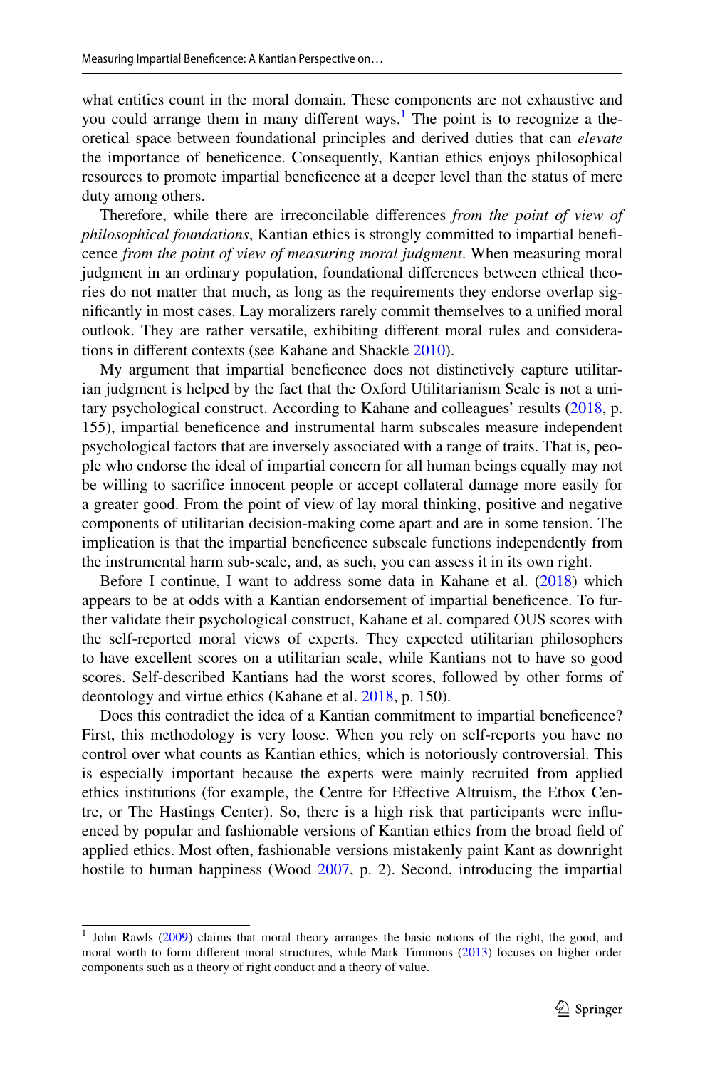what entities count in the moral domain. These components are not exhaustive and you could arrange them in many different ways.[1] The point is to recognize a theoretical space between foundational principles and derived duties that can *elevate* the importance of beneficence. Consequently, Kantian ethics enjoys philosophical resources to promote impartial beneficence at a deeper level than the status of mere duty among others.

Therefore, while there are irreconcilable differences *from the point of view of philosophical foundations*, Kantian ethics is strongly committed to impartial beneficence *from the point of view of measuring moral judgment*. When measuring moral judgment in an ordinary population, foundational differences between ethical theories do not matter that much, as long as the requirements they endorse overlap significantly in most cases. Lay moralizers rarely commit themselves to a unified moral outlook. They are rather versatile, exhibiting different moral rules and considerations in different contexts (see Kahane and Shackle 2010).

My argument that impartial beneficence does not distinctively capture utilitarian judgment is helped by the fact that the Oxford Utilitarianism Scale is not a unitary psychological construct. According to Kahane and colleagues' results (2018, p. 155), impartial beneficence and instrumental harm subscales measure independent psychological factors that are inversely associated with a range of traits. That is, people who endorse the ideal of impartial concern for all human beings equally may not be willing to sacrifice innocent people or accept collateral damage more easily for a greater good. From the point of view of lay moral thinking, positive and negative components of utilitarian decision-making come apart and are in some tension. The implication is that the impartial beneficence subscale functions independently from the instrumental harm sub-scale, and, as such, you can assess it in its own right.

Before I continue, I want to address some data in Kahane et al. (2018) which appears to be at odds with a Kantian endorsement of impartial beneficence. To further validate their psychological construct, Kahane et al. compared OUS scores with the self-reported moral views of experts. They expected utilitarian philosophers to have excellent scores on a utilitarian scale, while Kantians not to have so good scores. Self-described Kantians had the worst scores, followed by other forms of deontology and virtue ethics (Kahane et al. 2018, p. 150).

Does this contradict the idea of a Kantian commitment to impartial beneficence? First, this methodology is very loose. When you rely on self-reports you have no control over what counts as Kantian ethics, which is notoriously controversial. This is especially important because the experts were mainly recruited from applied ethics institutions (for example, the Centre for Effective Altruism, the Ethox Centre, or The Hastings Center). So, there is a high risk that participants were influenced by popular and fashionable versions of Kantian ethics from the broad field of applied ethics. Most often, fashionable versions mistakenly paint Kant as downright hostile to human happiness (Wood 2007, p. 2). Second, introducing the impartial

---

[1] John Rawls (2009) claims that moral theory arranges the basic notions of the right, the good, and moral worth to form different moral structures, while Mark Timmons (2013) focuses on higher order components such as a theory of right conduct and a theory of value.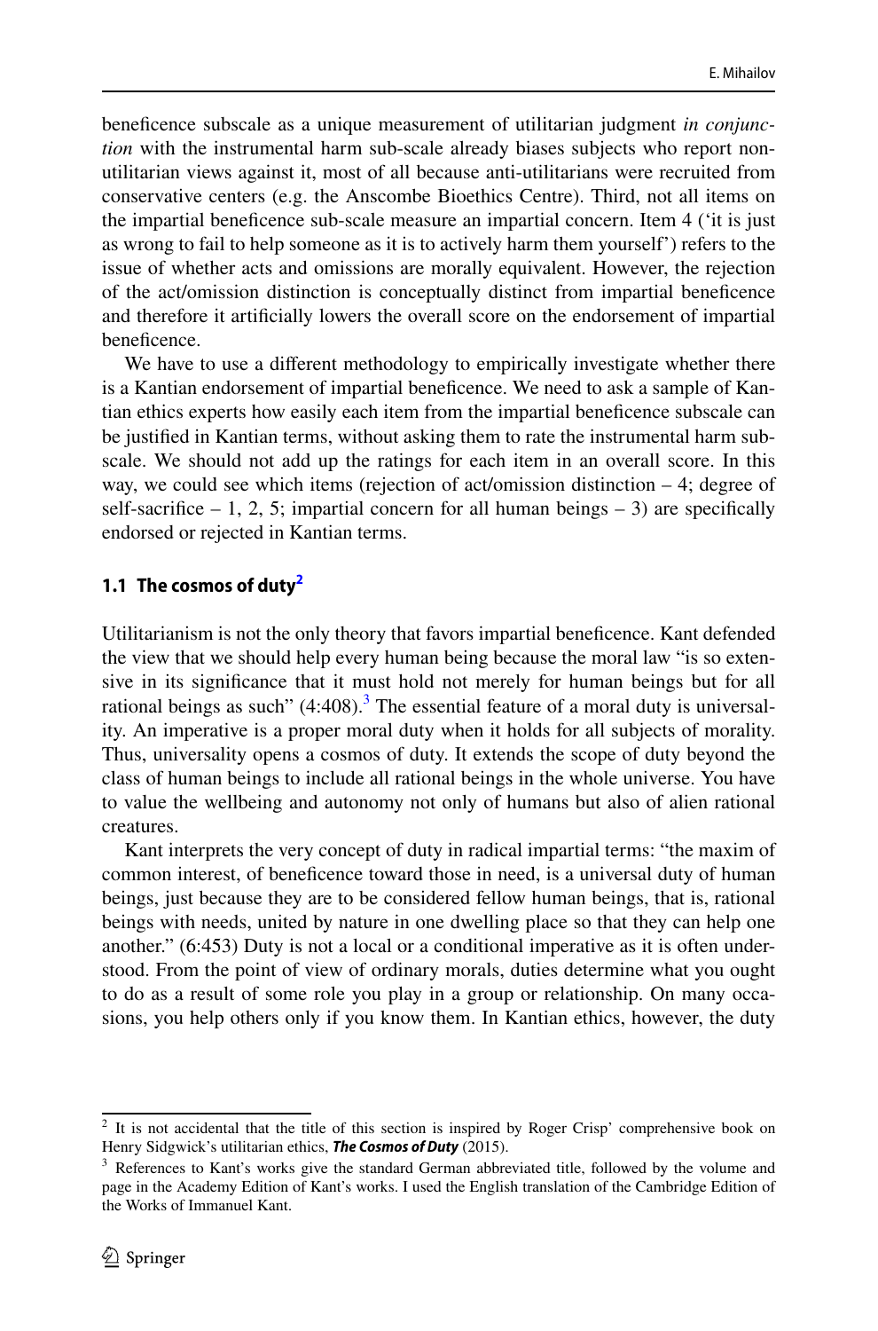beneficence subscale as a unique measurement of utilitarian judgment *in conjunction* with the instrumental harm sub-scale already biases subjects who report non-utilitarian views against it, most of all because anti-utilitarians were recruited from conservative centers (e.g. the Anscombe Bioethics Centre). Third, not all items on the impartial beneficence sub-scale measure an impartial concern. Item 4 ('it is just as wrong to fail to help someone as it is to actively harm them yourself') refers to the issue of whether acts and omissions are morally equivalent. However, the rejection of the act/omission distinction is conceptually distinct from impartial beneficence and therefore it artificially lowers the overall score on the endorsement of impartial beneficence.

We have to use a different methodology to empirically investigate whether there is a Kantian endorsement of impartial beneficence. We need to ask a sample of Kantian ethics experts how easily each item from the impartial beneficence subscale can be justified in Kantian terms, without asking them to rate the instrumental harm subscale. We should not add up the ratings for each item in an overall score. In this way, we could see which items (rejection of act/omission distinction – 4; degree of self-sacrifice – 1, 2, 5; impartial concern for all human beings – 3) are specifically endorsed or rejected in Kantian terms.

### 1.1 The cosmos of duty[2]

Utilitarianism is not the only theory that favors impartial beneficence. Kant defended the view that we should help every human being because the moral law "is so extensive in its significance that it must hold not merely for human beings but for all rational beings as such" (4:408).[3] The essential feature of a moral duty is universality. An imperative is a proper moral duty when it holds for all subjects of morality. Thus, universality opens a cosmos of duty. It extends the scope of duty beyond the class of human beings to include all rational beings in the whole universe. You have to value the wellbeing and autonomy not only of humans but also of alien rational creatures.

Kant interprets the very concept of duty in radical impartial terms: "the maxim of common interest, of beneficence toward those in need, is a universal duty of human beings, just because they are to be considered fellow human beings, that is, rational beings with needs, united by nature in one dwelling place so that they can help one another." (6:453) Duty is not a local or a conditional imperative as it is often understood. From the point of view of ordinary morals, duties determine what you ought to do as a result of some role you play in a group or relationship. On many occasions, you help others only if you know them. In Kantian ethics, however, the duty

---

[2] It is not accidental that the title of this section is inspired by Roger Crisp' comprehensive book on Henry Sidgwick's utilitarian ethics, ***The Cosmos of Duty*** (2015).

[3] References to Kant's works give the standard German abbreviated title, followed by the volume and page in the Academy Edition of Kant's works. I used the English translation of the Cambridge Edition of the Works of Immanuel Kant.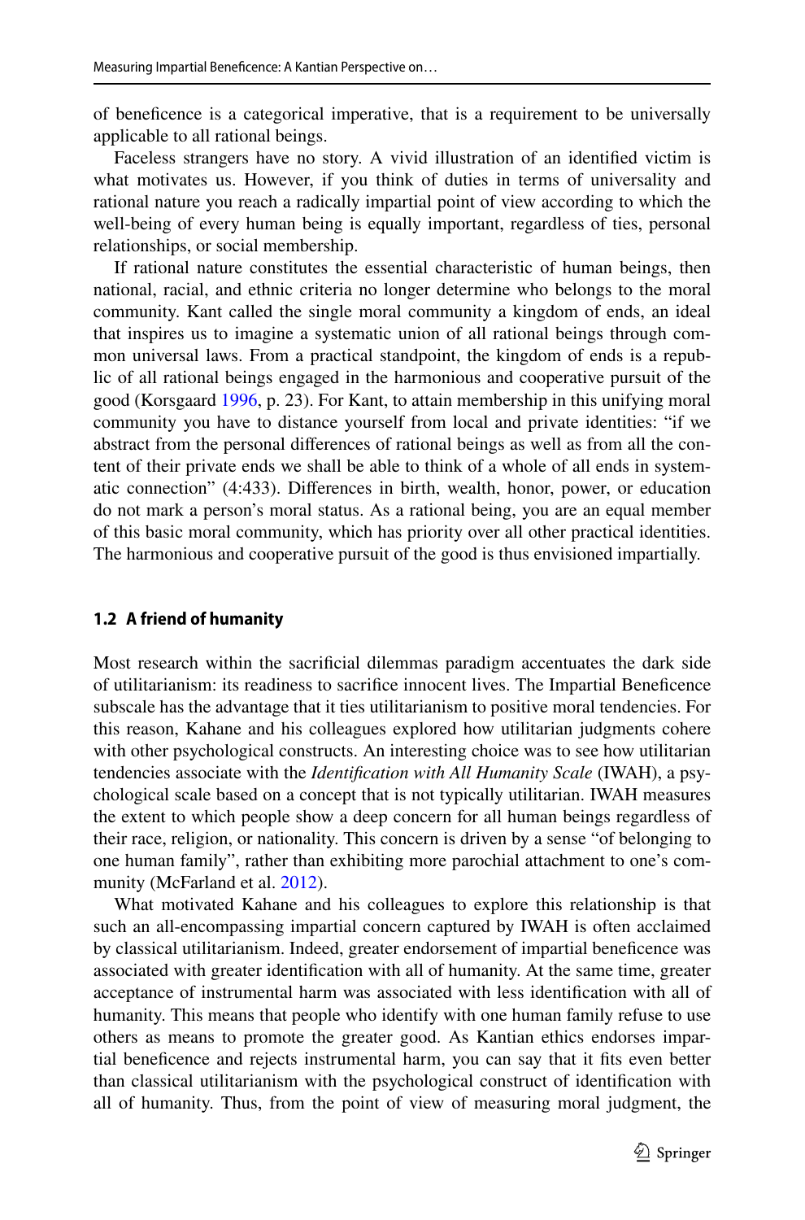of beneficence is a categorical imperative, that is a requirement to be universally applicable to all rational beings.

Faceless strangers have no story. A vivid illustration of an identified victim is what motivates us. However, if you think of duties in terms of universality and rational nature you reach a radically impartial point of view according to which the well-being of every human being is equally important, regardless of ties, personal relationships, or social membership.

If rational nature constitutes the essential characteristic of human beings, then national, racial, and ethnic criteria no longer determine who belongs to the moral community. Kant called the single moral community a kingdom of ends, an ideal that inspires us to imagine a systematic union of all rational beings through common universal laws. From a practical standpoint, the kingdom of ends is a republic of all rational beings engaged in the harmonious and cooperative pursuit of the good (Korsgaard 1996, p. 23). For Kant, to attain membership in this unifying moral community you have to distance yourself from local and private identities: "if we abstract from the personal differences of rational beings as well as from all the content of their private ends we shall be able to think of a whole of all ends in systematic connection" (4:433). Differences in birth, wealth, honor, power, or education do not mark a person's moral status. As a rational being, you are an equal member of this basic moral community, which has priority over all other practical identities. The harmonious and cooperative pursuit of the good is thus envisioned impartially.

### 1.2 A friend of humanity

Most research within the sacrificial dilemmas paradigm accentuates the dark side of utilitarianism: its readiness to sacrifice innocent lives. The Impartial Beneficence subscale has the advantage that it ties utilitarianism to positive moral tendencies. For this reason, Kahane and his colleagues explored how utilitarian judgments cohere with other psychological constructs. An interesting choice was to see how utilitarian tendencies associate with the *Identification with All Humanity Scale* (IWAH), a psychological scale based on a concept that is not typically utilitarian. IWAH measures the extent to which people show a deep concern for all human beings regardless of their race, religion, or nationality. This concern is driven by a sense "of belonging to one human family", rather than exhibiting more parochial attachment to one's community (McFarland et al. 2012).

What motivated Kahane and his colleagues to explore this relationship is that such an all-encompassing impartial concern captured by IWAH is often acclaimed by classical utilitarianism. Indeed, greater endorsement of impartial beneficence was associated with greater identification with all of humanity. At the same time, greater acceptance of instrumental harm was associated with less identification with all of humanity. This means that people who identify with one human family refuse to use others as means to promote the greater good. As Kantian ethics endorses impartial beneficence and rejects instrumental harm, you can say that it fits even better than classical utilitarianism with the psychological construct of identification with all of humanity. Thus, from the point of view of measuring moral judgment, the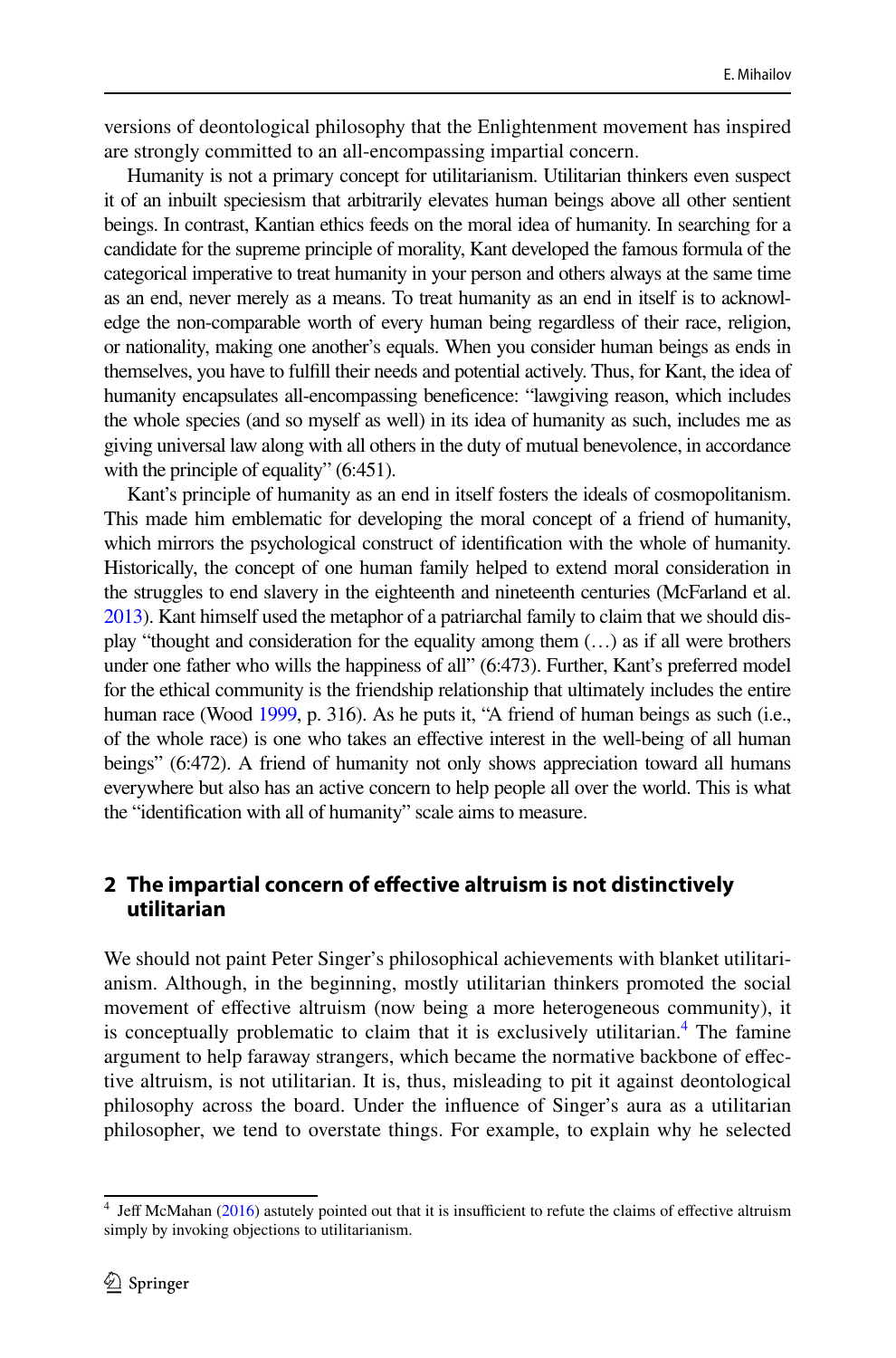versions of deontological philosophy that the Enlightenment movement has inspired are strongly committed to an all-encompassing impartial concern.

Humanity is not a primary concept for utilitarianism. Utilitarian thinkers even suspect it of an inbuilt speciesism that arbitrarily elevates human beings above all other sentient beings. In contrast, Kantian ethics feeds on the moral idea of humanity. In searching for a candidate for the supreme principle of morality, Kant developed the famous formula of the categorical imperative to treat humanity in your person and others always at the same time as an end, never merely as a means. To treat humanity as an end in itself is to acknowledge the non-comparable worth of every human being regardless of their race, religion, or nationality, making one another's equals. When you consider human beings as ends in themselves, you have to fulfill their needs and potential actively. Thus, for Kant, the idea of humanity encapsulates all-encompassing beneficence: "lawgiving reason, which includes the whole species (and so myself as well) in its idea of humanity as such, includes me as giving universal law along with all others in the duty of mutual benevolence, in accordance with the principle of equality" (6:451).

Kant's principle of humanity as an end in itself fosters the ideals of cosmopolitanism. This made him emblematic for developing the moral concept of a friend of humanity, which mirrors the psychological construct of identification with the whole of humanity. Historically, the concept of one human family helped to extend moral consideration in the struggles to end slavery in the eighteenth and nineteenth centuries (McFarland et al. 2013). Kant himself used the metaphor of a patriarchal family to claim that we should display "thought and consideration for the equality among them (…) as if all were brothers under one father who wills the happiness of all" (6:473). Further, Kant's preferred model for the ethical community is the friendship relationship that ultimately includes the entire human race (Wood 1999, p. 316). As he puts it, "A friend of human beings as such (i.e., of the whole race) is one who takes an effective interest in the well-being of all human beings" (6:472). A friend of humanity not only shows appreciation toward all humans everywhere but also has an active concern to help people all over the world. This is what the "identification with all of humanity" scale aims to measure.

## 2 The impartial concern of effective altruism is not distinctively utilitarian

We should not paint Peter Singer's philosophical achievements with blanket utilitarianism. Although, in the beginning, mostly utilitarian thinkers promoted the social movement of effective altruism (now being a more heterogeneous community), it is conceptually problematic to claim that it is exclusively utilitarian.[4] The famine argument to help faraway strangers, which became the normative backbone of effective altruism, is not utilitarian. It is, thus, misleading to pit it against deontological philosophy across the board. Under the influence of Singer's aura as a utilitarian philosopher, we tend to overstate things. For example, to explain why he selected

[4] Jeff McMahan (2016) astutely pointed out that it is insufficient to refute the claims of effective altruism simply by invoking objections to utilitarianism.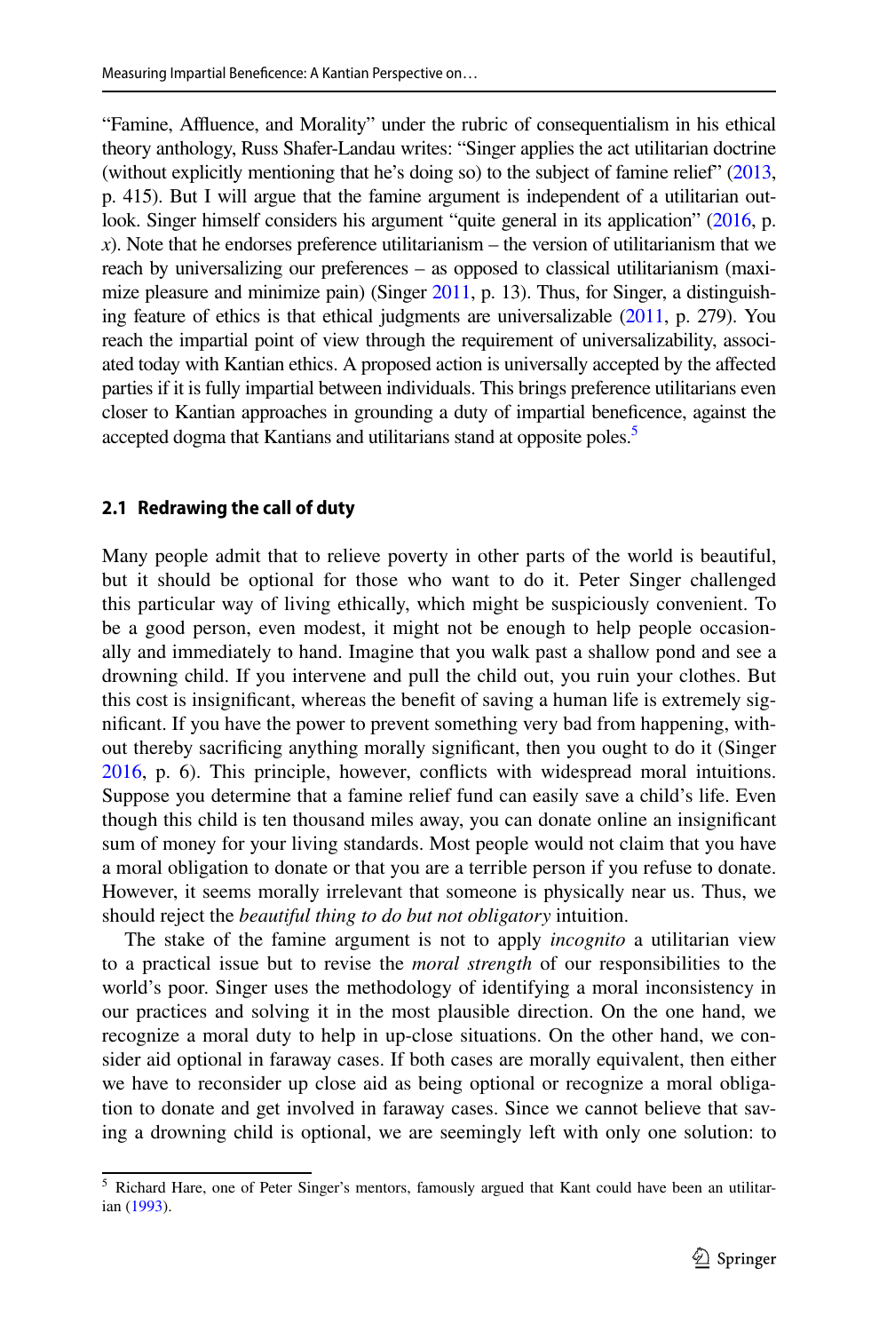"Famine, Affluence, and Morality" under the rubric of consequentialism in his ethical theory anthology, Russ Shafer-Landau writes: "Singer applies the act utilitarian doctrine (without explicitly mentioning that he's doing so) to the subject of famine relief" (2013, p. 415). But I will argue that the famine argument is independent of a utilitarian outlook. Singer himself considers his argument "quite general in its application" (2016, p. *x*). Note that he endorses preference utilitarianism – the version of utilitarianism that we reach by universalizing our preferences – as opposed to classical utilitarianism (maximize pleasure and minimize pain) (Singer 2011, p. 13). Thus, for Singer, a distinguishing feature of ethics is that ethical judgments are universalizable (2011, p. 279). You reach the impartial point of view through the requirement of universalizability, associated today with Kantian ethics. A proposed action is universally accepted by the affected parties if it is fully impartial between individuals. This brings preference utilitarians even closer to Kantian approaches in grounding a duty of impartial beneficence, against the accepted dogma that Kantians and utilitarians stand at opposite poles.[5]

### 2.1 Redrawing the call of duty

Many people admit that to relieve poverty in other parts of the world is beautiful, but it should be optional for those who want to do it. Peter Singer challenged this particular way of living ethically, which might be suspiciously convenient. To be a good person, even modest, it might not be enough to help people occasionally and immediately to hand. Imagine that you walk past a shallow pond and see a drowning child. If you intervene and pull the child out, you ruin your clothes. But this cost is insignificant, whereas the benefit of saving a human life is extremely significant. If you have the power to prevent something very bad from happening, without thereby sacrificing anything morally significant, then you ought to do it (Singer 2016, p. 6). This principle, however, conflicts with widespread moral intuitions. Suppose you determine that a famine relief fund can easily save a child's life. Even though this child is ten thousand miles away, you can donate online an insignificant sum of money for your living standards. Most people would not claim that you have a moral obligation to donate or that you are a terrible person if you refuse to donate. However, it seems morally irrelevant that someone is physically near us. Thus, we should reject the *beautiful thing to do but not obligatory* intuition.

The stake of the famine argument is not to apply *incognito* a utilitarian view to a practical issue but to revise the *moral strength* of our responsibilities to the world's poor. Singer uses the methodology of identifying a moral inconsistency in our practices and solving it in the most plausible direction. On the one hand, we recognize a moral duty to help in up-close situations. On the other hand, we consider aid optional in faraway cases. If both cases are morally equivalent, then either we have to reconsider up close aid as being optional or recognize a moral obligation to donate and get involved in faraway cases. Since we cannot believe that saving a drowning child is optional, we are seemingly left with only one solution: to

---

[5] Richard Hare, one of Peter Singer's mentors, famously argued that Kant could have been an utilitarian (1993).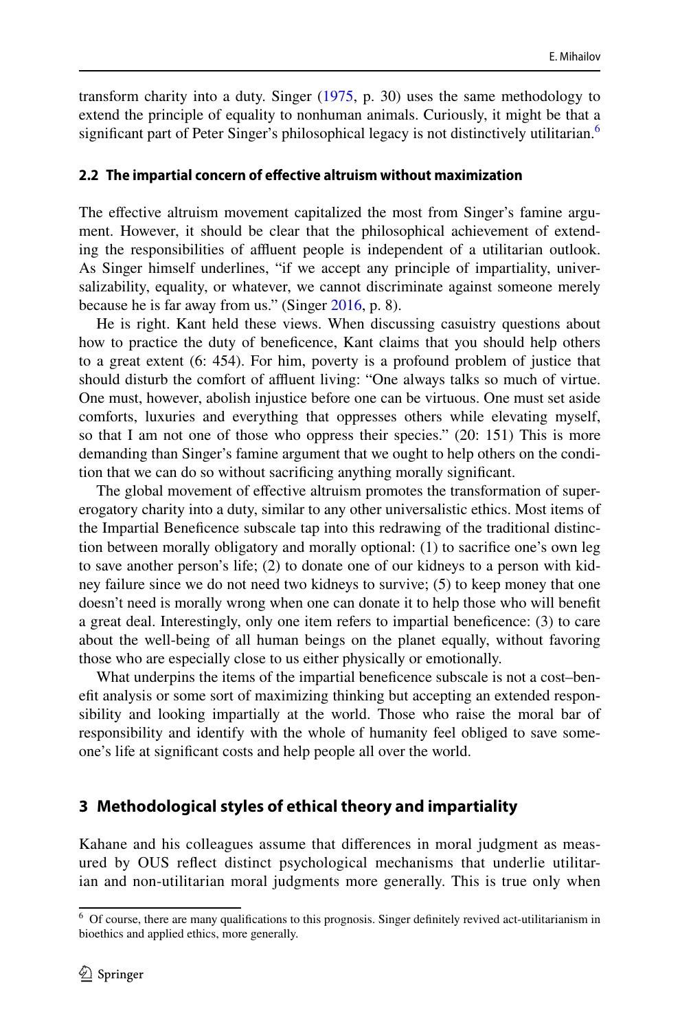transform charity into a duty. Singer (1975, p. 30) uses the same methodology to extend the principle of equality to nonhuman animals. Curiously, it might be that a significant part of Peter Singer's philosophical legacy is not distinctively utilitarian.[6]

### 2.2 The impartial concern of effective altruism without maximization

The effective altruism movement capitalized the most from Singer's famine argument. However, it should be clear that the philosophical achievement of extending the responsibilities of affluent people is independent of a utilitarian outlook. As Singer himself underlines, "if we accept any principle of impartiality, universalizability, equality, or whatever, we cannot discriminate against someone merely because he is far away from us." (Singer 2016, p. 8).

He is right. Kant held these views. When discussing casuistry questions about how to practice the duty of beneficence, Kant claims that you should help others to a great extent (6: 454). For him, poverty is a profound problem of justice that should disturb the comfort of affluent living: "One always talks so much of virtue. One must, however, abolish injustice before one can be virtuous. One must set aside comforts, luxuries and everything that oppresses others while elevating myself, so that I am not one of those who oppress their species." (20: 151) This is more demanding than Singer's famine argument that we ought to help others on the condition that we can do so without sacrificing anything morally significant.

The global movement of effective altruism promotes the transformation of supererogatory charity into a duty, similar to any other universalistic ethics. Most items of the Impartial Beneficence subscale tap into this redrawing of the traditional distinction between morally obligatory and morally optional: (1) to sacrifice one's own leg to save another person's life; (2) to donate one of our kidneys to a person with kidney failure since we do not need two kidneys to survive; (5) to keep money that one doesn't need is morally wrong when one can donate it to help those who will benefit a great deal. Interestingly, only one item refers to impartial beneficence: (3) to care about the well-being of all human beings on the planet equally, without favoring those who are especially close to us either physically or emotionally.

What underpins the items of the impartial beneficence subscale is not a cost–benefit analysis or some sort of maximizing thinking but accepting an extended responsibility and looking impartially at the world. Those who raise the moral bar of responsibility and identify with the whole of humanity feel obliged to save someone's life at significant costs and help people all over the world.

## 3 Methodological styles of ethical theory and impartiality

Kahane and his colleagues assume that differences in moral judgment as measured by OUS reflect distinct psychological mechanisms that underlie utilitarian and non-utilitarian moral judgments more generally. This is true only when

[6] Of course, there are many qualifications to this prognosis. Singer definitely revived act-utilitarianism in bioethics and applied ethics, more generally.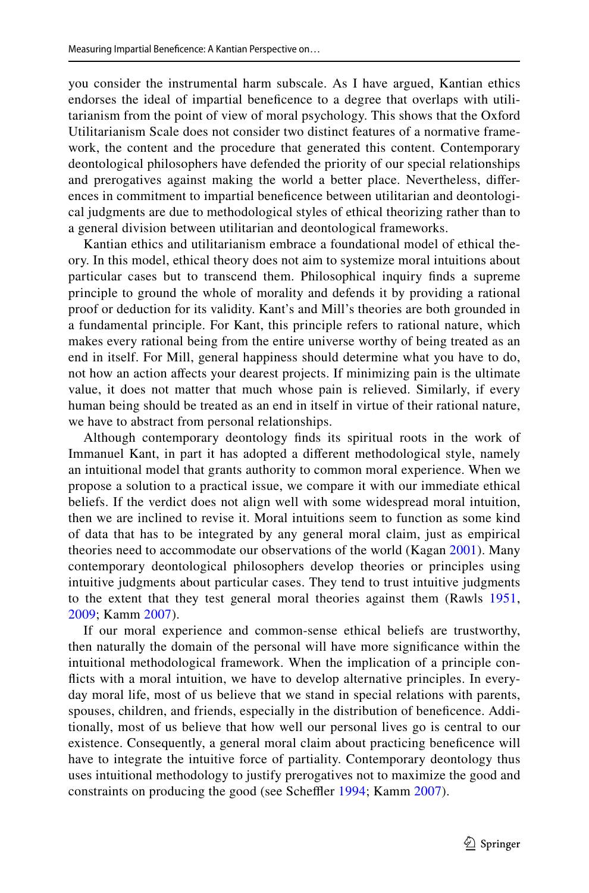you consider the instrumental harm subscale. As I have argued, Kantian ethics endorses the ideal of impartial beneficence to a degree that overlaps with utilitarianism from the point of view of moral psychology. This shows that the Oxford Utilitarianism Scale does not consider two distinct features of a normative framework, the content and the procedure that generated this content. Contemporary deontological philosophers have defended the priority of our special relationships and prerogatives against making the world a better place. Nevertheless, differences in commitment to impartial beneficence between utilitarian and deontological judgments are due to methodological styles of ethical theorizing rather than to a general division between utilitarian and deontological frameworks.

Kantian ethics and utilitarianism embrace a foundational model of ethical theory. In this model, ethical theory does not aim to systemize moral intuitions about particular cases but to transcend them. Philosophical inquiry finds a supreme principle to ground the whole of morality and defends it by providing a rational proof or deduction for its validity. Kant's and Mill's theories are both grounded in a fundamental principle. For Kant, this principle refers to rational nature, which makes every rational being from the entire universe worthy of being treated as an end in itself. For Mill, general happiness should determine what you have to do, not how an action affects your dearest projects. If minimizing pain is the ultimate value, it does not matter that much whose pain is relieved. Similarly, if every human being should be treated as an end in itself in virtue of their rational nature, we have to abstract from personal relationships.

Although contemporary deontology finds its spiritual roots in the work of Immanuel Kant, in part it has adopted a different methodological style, namely an intuitional model that grants authority to common moral experience. When we propose a solution to a practical issue, we compare it with our immediate ethical beliefs. If the verdict does not align well with some widespread moral intuition, then we are inclined to revise it. Moral intuitions seem to function as some kind of data that has to be integrated by any general moral claim, just as empirical theories need to accommodate our observations of the world (Kagan 2001). Many contemporary deontological philosophers develop theories or principles using intuitive judgments about particular cases. They tend to trust intuitive judgments to the extent that they test general moral theories against them (Rawls 1951, 2009; Kamm 2007).

If our moral experience and common-sense ethical beliefs are trustworthy, then naturally the domain of the personal will have more significance within the intuitional methodological framework. When the implication of a principle conflicts with a moral intuition, we have to develop alternative principles. In everyday moral life, most of us believe that we stand in special relations with parents, spouses, children, and friends, especially in the distribution of beneficence. Additionally, most of us believe that how well our personal lives go is central to our existence. Consequently, a general moral claim about practicing beneficence will have to integrate the intuitive force of partiality. Contemporary deontology thus uses intuitional methodology to justify prerogatives not to maximize the good and constraints on producing the good (see Scheffler 1994; Kamm 2007).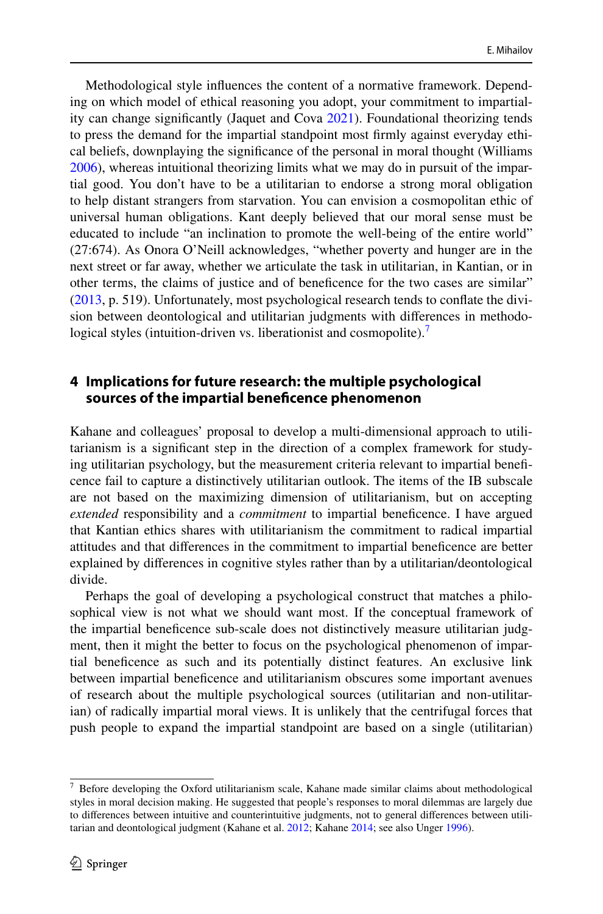Methodological style influences the content of a normative framework. Depending on which model of ethical reasoning you adopt, your commitment to impartiality can change significantly (Jaquet and Cova 2021). Foundational theorizing tends to press the demand for the impartial standpoint most firmly against everyday ethical beliefs, downplaying the significance of the personal in moral thought (Williams 2006), whereas intuitional theorizing limits what we may do in pursuit of the impartial good. You don't have to be a utilitarian to endorse a strong moral obligation to help distant strangers from starvation. You can envision a cosmopolitan ethic of universal human obligations. Kant deeply believed that our moral sense must be educated to include "an inclination to promote the well-being of the entire world" (27:674). As Onora O'Neill acknowledges, "whether poverty and hunger are in the next street or far away, whether we articulate the task in utilitarian, in Kantian, or in other terms, the claims of justice and of beneficence for the two cases are similar" (2013, p. 519). Unfortunately, most psychological research tends to conflate the division between deontological and utilitarian judgments with differences in methodological styles (intuition-driven vs. liberationist and cosmopolite).[7]

## 4 Implications for future research: the multiple psychological sources of the impartial beneficence phenomenon

Kahane and colleagues' proposal to develop a multi-dimensional approach to utilitarianism is a significant step in the direction of a complex framework for studying utilitarian psychology, but the measurement criteria relevant to impartial beneficence fail to capture a distinctively utilitarian outlook. The items of the IB subscale are not based on the maximizing dimension of utilitarianism, but on accepting *extended* responsibility and a *commitment* to impartial beneficence. I have argued that Kantian ethics shares with utilitarianism the commitment to radical impartial attitudes and that differences in the commitment to impartial beneficence are better explained by differences in cognitive styles rather than by a utilitarian/deontological divide.

Perhaps the goal of developing a psychological construct that matches a philosophical view is not what we should want most. If the conceptual framework of the impartial beneficence sub-scale does not distinctively measure utilitarian judgment, then it might the better to focus on the psychological phenomenon of impartial beneficence as such and its potentially distinct features. An exclusive link between impartial beneficence and utilitarianism obscures some important avenues of research about the multiple psychological sources (utilitarian and non-utilitarian) of radically impartial moral views. It is unlikely that the centrifugal forces that push people to expand the impartial standpoint are based on a single (utilitarian)

---

[7] Before developing the Oxford utilitarianism scale, Kahane made similar claims about methodological styles in moral decision making. He suggested that people's responses to moral dilemmas are largely due to differences between intuitive and counterintuitive judgments, not to general differences between utilitarian and deontological judgment (Kahane et al. 2012; Kahane 2014; see also Unger 1996).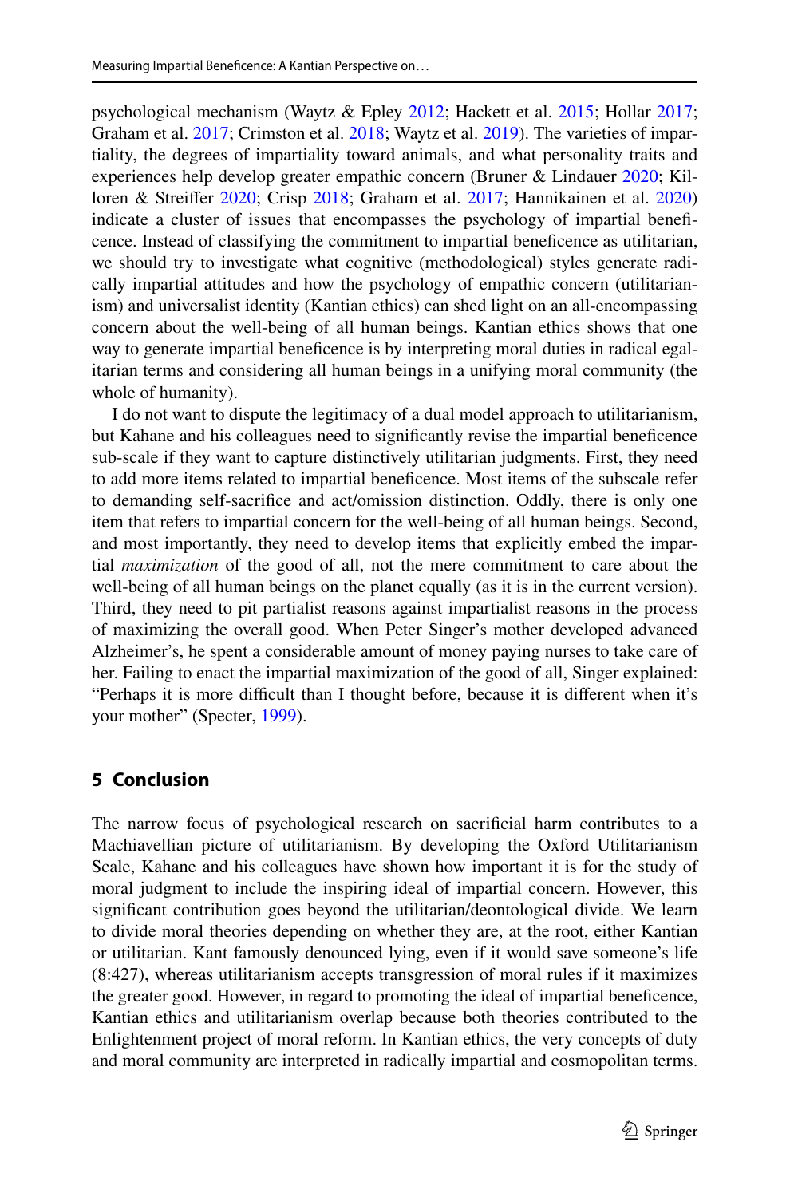psychological mechanism (Waytz & Epley 2012; Hackett et al. 2015; Hollar 2017; Graham et al. 2017; Crimston et al. 2018; Waytz et al. 2019). The varieties of impartiality, the degrees of impartiality toward animals, and what personality traits and experiences help develop greater empathic concern (Bruner & Lindauer 2020; Killoren & Streiffer 2020; Crisp 2018; Graham et al. 2017; Hannikainen et al. 2020) indicate a cluster of issues that encompasses the psychology of impartial beneficence. Instead of classifying the commitment to impartial beneficence as utilitarian, we should try to investigate what cognitive (methodological) styles generate radically impartial attitudes and how the psychology of empathic concern (utilitarianism) and universalist identity (Kantian ethics) can shed light on an all-encompassing concern about the well-being of all human beings. Kantian ethics shows that one way to generate impartial beneficence is by interpreting moral duties in radical egalitarian terms and considering all human beings in a unifying moral community (the whole of humanity).

I do not want to dispute the legitimacy of a dual model approach to utilitarianism, but Kahane and his colleagues need to significantly revise the impartial beneficence sub-scale if they want to capture distinctively utilitarian judgments. First, they need to add more items related to impartial beneficence. Most items of the subscale refer to demanding self-sacrifice and act/omission distinction. Oddly, there is only one item that refers to impartial concern for the well-being of all human beings. Second, and most importantly, they need to develop items that explicitly embed the impartial *maximization* of the good of all, not the mere commitment to care about the well-being of all human beings on the planet equally (as it is in the current version). Third, they need to pit partialist reasons against impartialist reasons in the process of maximizing the overall good. When Peter Singer's mother developed advanced Alzheimer's, he spent a considerable amount of money paying nurses to take care of her. Failing to enact the impartial maximization of the good of all, Singer explained: "Perhaps it is more difficult than I thought before, because it is different when it's your mother" (Specter, 1999).

## 5 Conclusion

The narrow focus of psychological research on sacrificial harm contributes to a Machiavellian picture of utilitarianism. By developing the Oxford Utilitarianism Scale, Kahane and his colleagues have shown how important it is for the study of moral judgment to include the inspiring ideal of impartial concern. However, this significant contribution goes beyond the utilitarian/deontological divide. We learn to divide moral theories depending on whether they are, at the root, either Kantian or utilitarian. Kant famously denounced lying, even if it would save someone's life (8:427), whereas utilitarianism accepts transgression of moral rules if it maximizes the greater good. However, in regard to promoting the ideal of impartial beneficence, Kantian ethics and utilitarianism overlap because both theories contributed to the Enlightenment project of moral reform. In Kantian ethics, the very concepts of duty and moral community are interpreted in radically impartial and cosmopolitan terms.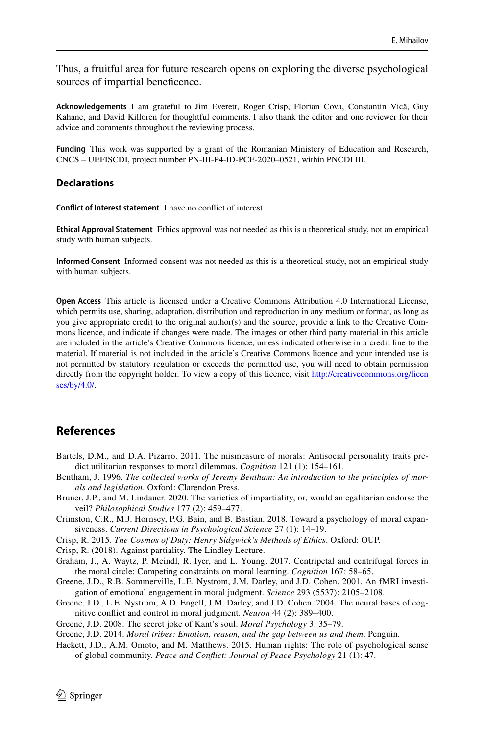Thus, a fruitful area for future research opens on exploring the diverse psychological sources of impartial beneficence.

**Acknowledgements** I am grateful to Jim Everett, Roger Crisp, Florian Cova, Constantin Vică, Guy Kahane, and David Killoren for thoughtful comments. I also thank the editor and one reviewer for their advice and comments throughout the reviewing process.

**Funding** This work was supported by a grant of the Romanian Ministery of Education and Research, CNCS – UEFISCDI, project number PN-III-P4-ID-PCE-2020–0521, within PNCDI III.

## Declarations

**Conflict of Interest statement** I have no conflict of interest.

**Ethical Approval Statement** Ethics approval was not needed as this is a theoretical study, not an empirical study with human subjects.

**Informed Consent** Informed consent was not needed as this is a theoretical study, not an empirical study with human subjects.

**Open Access** This article is licensed under a Creative Commons Attribution 4.0 International License, which permits use, sharing, adaptation, distribution and reproduction in any medium or format, as long as you give appropriate credit to the original author(s) and the source, provide a link to the Creative Commons licence, and indicate if changes were made. The images or other third party material in this article are included in the article's Creative Commons licence, unless indicated otherwise in a credit line to the material. If material is not included in the article's Creative Commons licence and your intended use is not permitted by statutory regulation or exceeds the permitted use, you will need to obtain permission directly from the copyright holder. To view a copy of this licence, visit http://creativecommons.org/licenses/by/4.0/.

## References

Bartels, D.M., and D.A. Pizarro. 2011. The mismeasure of morals: Antisocial personality traits predict utilitarian responses to moral dilemmas. *Cognition* 121 (1): 154–161.

Bentham, J. 1996. *The collected works of Jeremy Bentham: An introduction to the principles of morals and legislation*. Oxford: Clarendon Press.

Bruner, J.P., and M. Lindauer. 2020. The varieties of impartiality, or, would an egalitarian endorse the veil? *Philosophical Studies* 177 (2): 459–477.

Crimston, C.R., M.J. Hornsey, P.G. Bain, and B. Bastian. 2018. Toward a psychology of moral expansiveness. *Current Directions in Psychological Science* 27 (1): 14–19.

Crisp, R. 2015. *The Cosmos of Duty: Henry Sidgwick's Methods of Ethics*. Oxford: OUP.

Crisp, R. (2018). Against partiality. The Lindley Lecture.

Graham, J., A. Waytz, P. Meindl, R. Iyer, and L. Young. 2017. Centripetal and centrifugal forces in the moral circle: Competing constraints on moral learning. *Cognition* 167: 58–65.

Greene, J.D., R.B. Sommerville, L.E. Nystrom, J.M. Darley, and J.D. Cohen. 2001. An fMRI investigation of emotional engagement in moral judgment. *Science* 293 (5537): 2105–2108.

Greene, J.D., L.E. Nystrom, A.D. Engell, J.M. Darley, and J.D. Cohen. 2004. The neural bases of cognitive conflict and control in moral judgment. *Neuron* 44 (2): 389–400.

Greene, J.D. 2008. The secret joke of Kant's soul. *Moral Psychology* 3: 35–79.

Greene, J.D. 2014. *Moral tribes: Emotion, reason, and the gap between us and them*. Penguin.

Hackett, J.D., A.M. Omoto, and M. Matthews. 2015. Human rights: The role of psychological sense of global community. *Peace and Conflict: Journal of Peace Psychology* 21 (1): 47.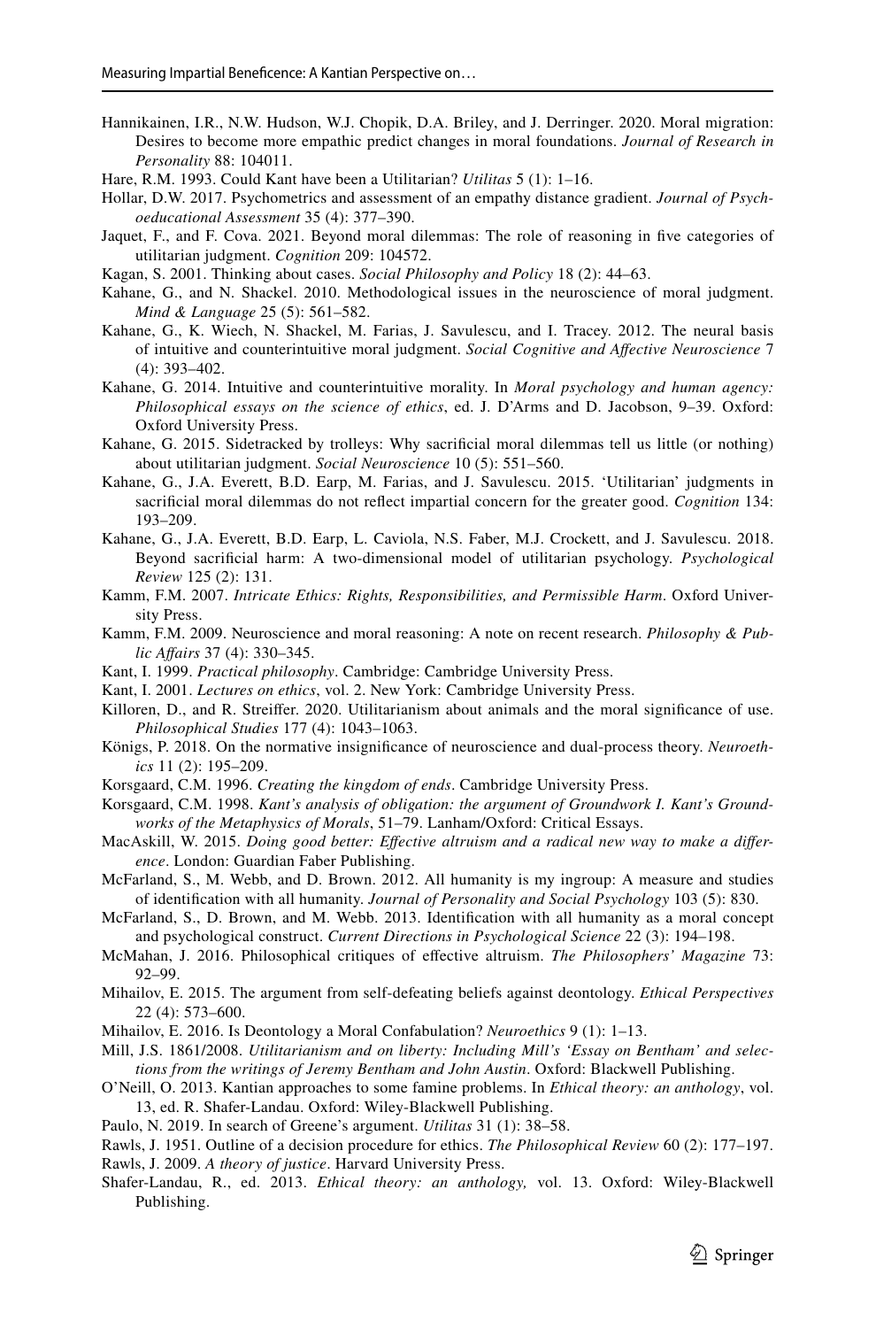Hannikainen, I.R., N.W. Hudson, W.J. Chopik, D.A. Briley, and J. Derringer. 2020. Moral migration: Desires to become more empathic predict changes in moral foundations. *Journal of Research in Personality* 88: 104011.

Hare, R.M. 1993. Could Kant have been a Utilitarian? *Utilitas* 5 (1): 1–16.

Hollar, D.W. 2017. Psychometrics and assessment of an empathy distance gradient. *Journal of Psychoeducational Assessment* 35 (4): 377–390.

Jaquet, F., and F. Cova. 2021. Beyond moral dilemmas: The role of reasoning in five categories of utilitarian judgment. *Cognition* 209: 104572.

Kagan, S. 2001. Thinking about cases. *Social Philosophy and Policy* 18 (2): 44–63.

Kahane, G., and N. Shackel. 2010. Methodological issues in the neuroscience of moral judgment. *Mind & Language* 25 (5): 561–582.

Kahane, G., K. Wiech, N. Shackel, M. Farias, J. Savulescu, and I. Tracey. 2012. The neural basis of intuitive and counterintuitive moral judgment. *Social Cognitive and Affective Neuroscience* 7 (4): 393–402.

Kahane, G. 2014. Intuitive and counterintuitive morality. In *Moral psychology and human agency: Philosophical essays on the science of ethics*, ed. J. D'Arms and D. Jacobson, 9–39. Oxford: Oxford University Press.

Kahane, G. 2015. Sidetracked by trolleys: Why sacrificial moral dilemmas tell us little (or nothing) about utilitarian judgment. *Social Neuroscience* 10 (5): 551–560.

Kahane, G., J.A. Everett, B.D. Earp, M. Farias, and J. Savulescu. 2015. 'Utilitarian' judgments in sacrificial moral dilemmas do not reflect impartial concern for the greater good. *Cognition* 134: 193–209.

Kahane, G., J.A. Everett, B.D. Earp, L. Caviola, N.S. Faber, M.J. Crockett, and J. Savulescu. 2018. Beyond sacrificial harm: A two-dimensional model of utilitarian psychology. *Psychological Review* 125 (2): 131.

Kamm, F.M. 2007. *Intricate Ethics: Rights, Responsibilities, and Permissible Harm*. Oxford University Press.

Kamm, F.M. 2009. Neuroscience and moral reasoning: A note on recent research. *Philosophy & Public Affairs* 37 (4): 330–345.

Kant, I. 1999. *Practical philosophy*. Cambridge: Cambridge University Press.

Kant, I. 2001. *Lectures on ethics*, vol. 2. New York: Cambridge University Press.

Killoren, D., and R. Streiffer. 2020. Utilitarianism about animals and the moral significance of use. *Philosophical Studies* 177 (4): 1043–1063.

Königs, P. 2018. On the normative insignificance of neuroscience and dual-process theory. *Neuroethics* 11 (2): 195–209.

Korsgaard, C.M. 1996. *Creating the kingdom of ends*. Cambridge University Press.

Korsgaard, C.M. 1998. *Kant's analysis of obligation: the argument of Groundwork I. Kant's Groundworks of the Metaphysics of Morals*, 51–79. Lanham/Oxford: Critical Essays.

MacAskill, W. 2015. *Doing good better: Effective altruism and a radical new way to make a difference*. London: Guardian Faber Publishing.

McFarland, S., M. Webb, and D. Brown. 2012. All humanity is my ingroup: A measure and studies of identification with all humanity. *Journal of Personality and Social Psychology* 103 (5): 830.

McFarland, S., D. Brown, and M. Webb. 2013. Identification with all humanity as a moral concept and psychological construct. *Current Directions in Psychological Science* 22 (3): 194–198.

McMahan, J. 2016. Philosophical critiques of effective altruism. *The Philosophers' Magazine* 73: 92–99.

Mihailov, E. 2015. The argument from self-defeating beliefs against deontology. *Ethical Perspectives* 22 (4): 573–600.

Mihailov, E. 2016. Is Deontology a Moral Confabulation? *Neuroethics* 9 (1): 1–13.

Mill, J.S. 1861/2008. *Utilitarianism and on liberty: Including Mill's 'Essay on Bentham' and selections from the writings of Jeremy Bentham and John Austin*. Oxford: Blackwell Publishing.

O'Neill, O. 2013. Kantian approaches to some famine problems. In *Ethical theory: an anthology*, vol. 13, ed. R. Shafer-Landau. Oxford: Wiley-Blackwell Publishing.

Paulo, N. 2019. In search of Greene's argument. *Utilitas* 31 (1): 38–58.

Rawls, J. 1951. Outline of a decision procedure for ethics. *The Philosophical Review* 60 (2): 177–197.

Rawls, J. 2009. *A theory of justice*. Harvard University Press.

Shafer-Landau, R., ed. 2013. *Ethical theory: an anthology,* vol. 13. Oxford: Wiley-Blackwell Publishing.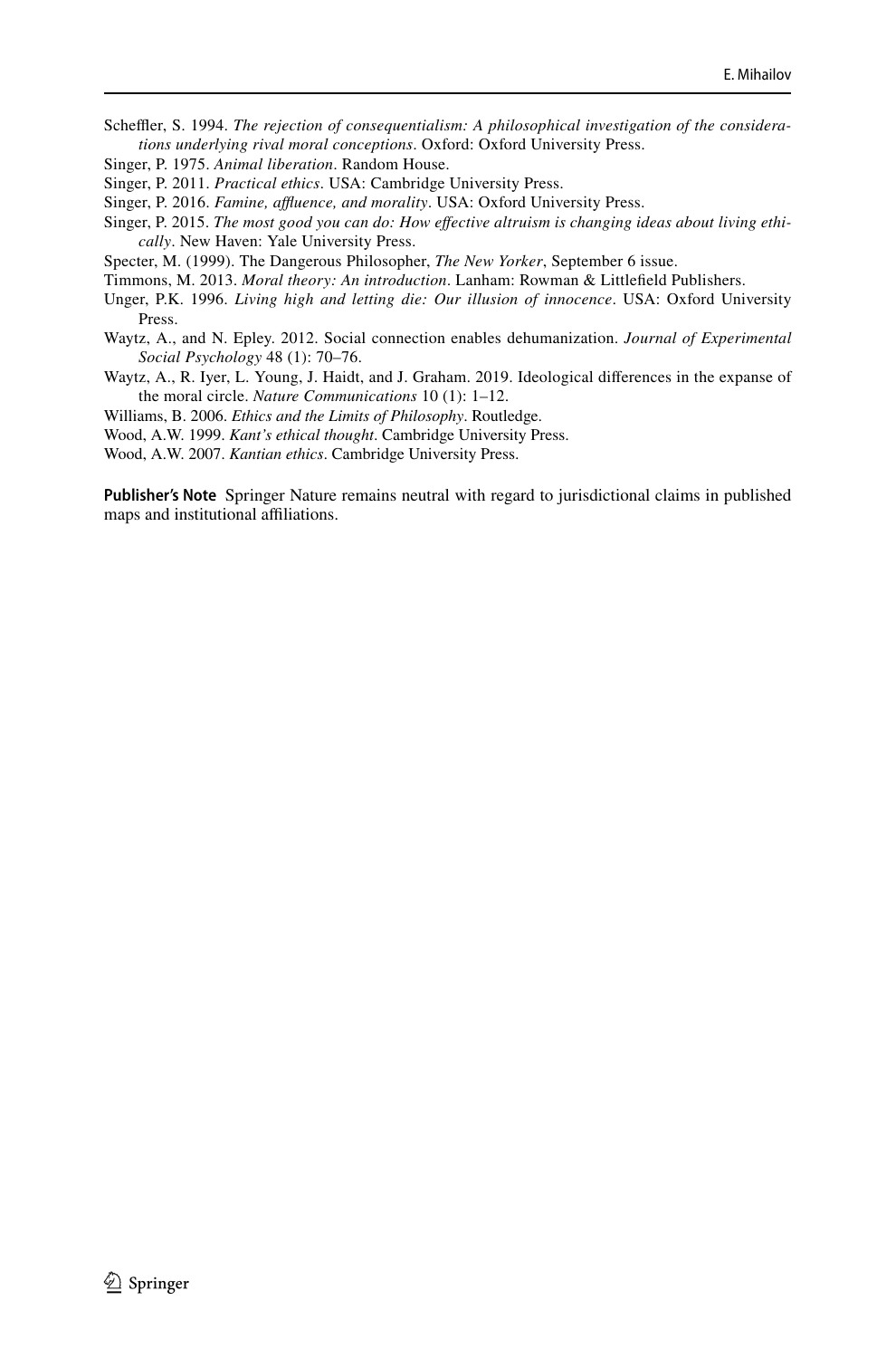Scheffler, S. 1994. *The rejection of consequentialism: A philosophical investigation of the considerations underlying rival moral conceptions*. Oxford: Oxford University Press.

Singer, P. 1975. *Animal liberation*. Random House.

Singer, P. 2011. *Practical ethics*. USA: Cambridge University Press.

Singer, P. 2016. *Famine, affluence, and morality*. USA: Oxford University Press.

Singer, P. 2015. *The most good you can do: How effective altruism is changing ideas about living ethically*. New Haven: Yale University Press.

Specter, M. (1999). The Dangerous Philosopher, *The New Yorker*, September 6 issue.

Timmons, M. 2013. *Moral theory: An introduction*. Lanham: Rowman & Littlefield Publishers.

Unger, P.K. 1996. *Living high and letting die: Our illusion of innocence*. USA: Oxford University Press.

Waytz, A., and N. Epley. 2012. Social connection enables dehumanization. *Journal of Experimental Social Psychology* 48 (1): 70–76.

Waytz, A., R. Iyer, L. Young, J. Haidt, and J. Graham. 2019. Ideological differences in the expanse of the moral circle. *Nature Communications* 10 (1): 1–12.

Williams, B. 2006. *Ethics and the Limits of Philosophy*. Routledge.

Wood, A.W. 1999. *Kant's ethical thought*. Cambridge University Press.

Wood, A.W. 2007. *Kantian ethics*. Cambridge University Press.

**Publisher's Note** Springer Nature remains neutral with regard to jurisdictional claims in published maps and institutional affiliations.